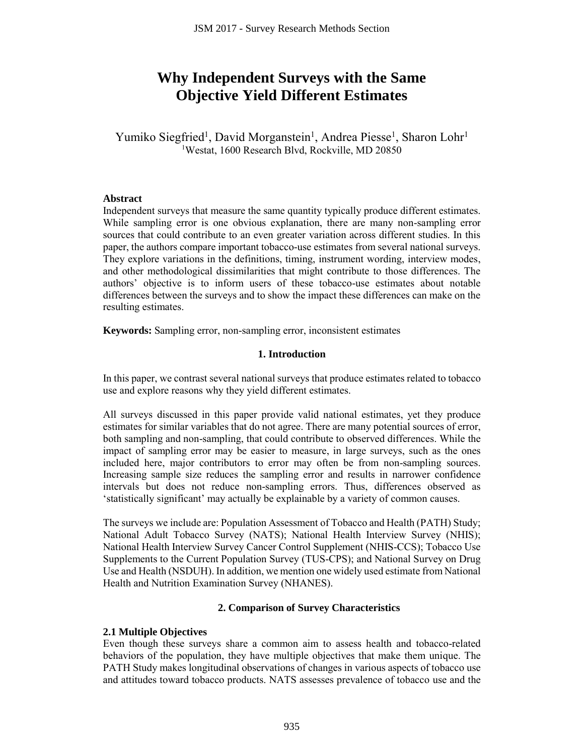# Why Independent Surveys with the Same Objective Yield Different Estimates

Yumiko Siegfried[1], David Morganstein[1], Andrea Piesse[1], Sharon Lohr[1]
[1]Westat, 1600 Research Blvd, Rockville, MD 20850

**Abstract**
Independent surveys that measure the same quantity typically produce different estimates. While sampling error is one obvious explanation, there are many non-sampling error sources that could contribute to an even greater variation across different studies. In this paper, the authors compare important tobacco-use estimates from several national surveys. They explore variations in the definitions, timing, instrument wording, interview modes, and other methodological dissimilarities that might contribute to those differences. The authors' objective is to inform users of these tobacco-use estimates about notable differences between the surveys and to show the impact these differences can make on the resulting estimates.

**Keywords:** Sampling error, non-sampling error, inconsistent estimates

## 1. Introduction

In this paper, we contrast several national surveys that produce estimates related to tobacco use and explore reasons why they yield different estimates.

All surveys discussed in this paper provide valid national estimates, yet they produce estimates for similar variables that do not agree. There are many potential sources of error, both sampling and non-sampling, that could contribute to observed differences. While the impact of sampling error may be easier to measure, in large surveys, such as the ones included here, major contributors to error may often be from non-sampling sources. Increasing sample size reduces the sampling error and results in narrower confidence intervals but does not reduce non-sampling errors. Thus, differences observed as 'statistically significant' may actually be explainable by a variety of common causes.

The surveys we include are: Population Assessment of Tobacco and Health (PATH) Study; National Adult Tobacco Survey (NATS); National Health Interview Survey (NHIS); National Health Interview Survey Cancer Control Supplement (NHIS-CCS); Tobacco Use Supplements to the Current Population Survey (TUS-CPS); and National Survey on Drug Use and Health (NSDUH). In addition, we mention one widely used estimate from National Health and Nutrition Examination Survey (NHANES).

## 2. Comparison of Survey Characteristics

### 2.1 Multiple Objectives

Even though these surveys share a common aim to assess health and tobacco-related behaviors of the population, they have multiple objectives that make them unique. The PATH Study makes longitudinal observations of changes in various aspects of tobacco use and attitudes toward tobacco products. NATS assesses prevalence of tobacco use and the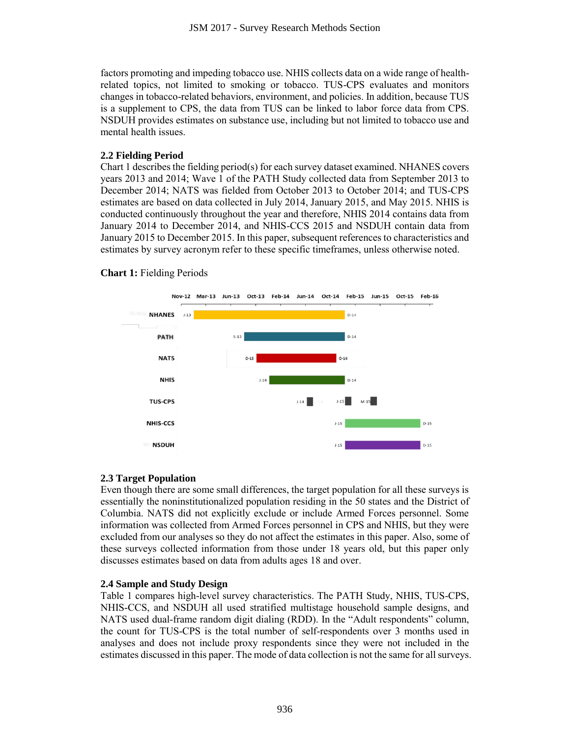factors promoting and impeding tobacco use. NHIS collects data on a wide range of health-related topics, not limited to smoking or tobacco. TUS-CPS evaluates and monitors changes in tobacco-related behaviors, environment, and policies. In addition, because TUS is a supplement to CPS, the data from TUS can be linked to labor force data from CPS. NSDUH provides estimates on substance use, including but not limited to tobacco use and mental health issues.

### 2.2 Fielding Period

Chart 1 describes the fielding period(s) for each survey dataset examined. NHANES covers years 2013 and 2014; Wave 1 of the PATH Study collected data from September 2013 to December 2014; NATS was fielded from October 2013 to October 2014; and TUS-CPS estimates are based on data collected in July 2014, January 2015, and May 2015. NHIS is conducted continuously throughout the year and therefore, NHIS 2014 contains data from January 2014 to December 2014, and NHIS-CCS 2015 and NSDUH contain data from January 2015 to December 2015. In this paper, subsequent references to characteristics and estimates by survey acronym refer to these specific timeframes, unless otherwise noted.

**Chart 1:** Fielding Periods

### 2.3 Target Population

Even though there are some small differences, the target population for all these surveys is essentially the noninstitutionalized population residing in the 50 states and the District of Columbia. NATS did not explicitly exclude or include Armed Forces personnel. Some information was collected from Armed Forces personnel in CPS and NHIS, but they were excluded from our analyses so they do not affect the estimates in this paper. Also, some of these surveys collected information from those under 18 years old, but this paper only discusses estimates based on data from adults ages 18 and over.

### 2.4 Sample and Study Design

Table 1 compares high-level survey characteristics. The PATH Study, NHIS, TUS-CPS, NHIS-CCS, and NSDUH all used stratified multistage household sample designs, and NATS used dual-frame random digit dialing (RDD). In the "Adult respondents" column, the count for TUS-CPS is the total number of self-respondents over 3 months used in analyses and does not include proxy respondents since they were not included in the estimates discussed in this paper. The mode of data collection is not the same for all surveys.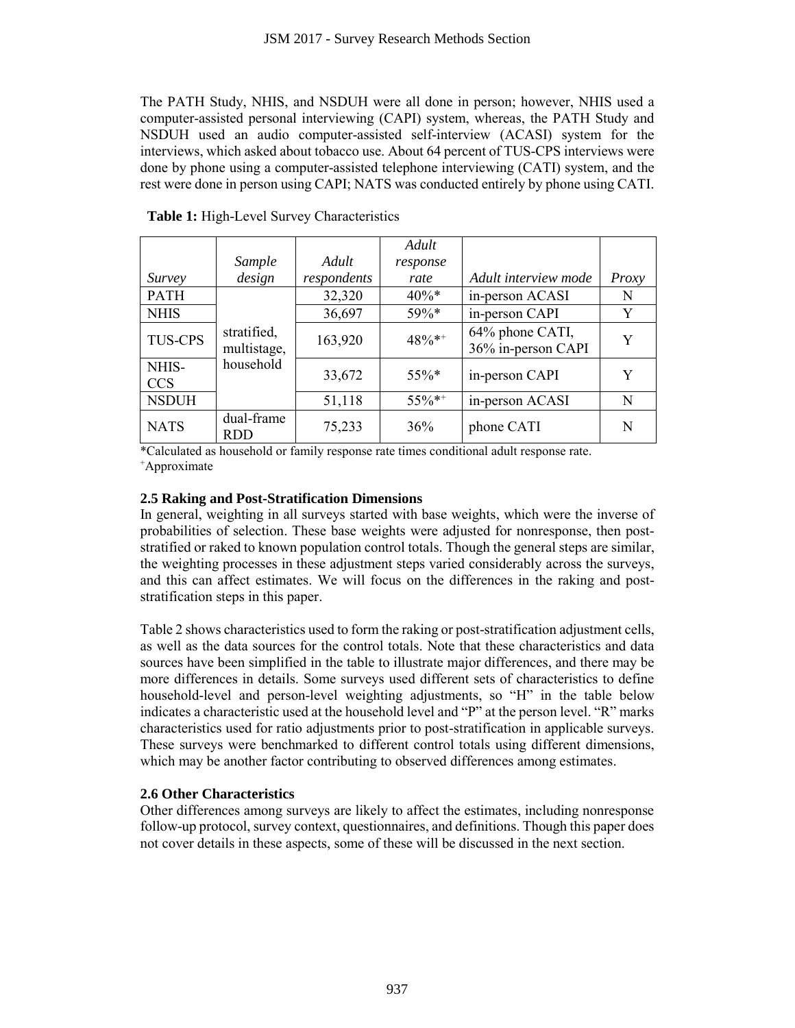The PATH Study, NHIS, and NSDUH were all done in person; however, NHIS used a computer-assisted personal interviewing (CAPI) system, whereas, the PATH Study and NSDUH used an audio computer-assisted self-interview (ACASI) system for the interviews, which asked about tobacco use. About 64 percent of TUS-CPS interviews were done by phone using a computer-assisted telephone interviewing (CATI) system, and the rest were done in person using CAPI; NATS was conducted entirely by phone using CATI.

**Table 1:** High-Level Survey Characteristics

| *Survey* | *Sample design* | *Adult respondents* | *Adult response rate* | *Adult interview mode* | *Proxy* |
|---|---|---|---|---|---|
| PATH | stratified, multistage, household | 32,320 | 40%* | in-person ACASI | N |
| NHIS | | 36,697 | 59%* | in-person CAPI | Y |
| TUS-CPS | | 163,920 | 48%*+ | 64% phone CATI, 36% in-person CAPI | Y |
| NHIS-CCS | | 33,672 | 55%* | in-person CAPI | Y |
| NSDUH | | 51,118 | 55%*+ | in-person ACASI | N |
| NATS | dual-frame RDD | 75,233 | 36% | phone CATI | N |

*Calculated as household or family response rate times conditional adult response rate.
+Approximate

### 2.5 Raking and Post-Stratification Dimensions

In general, weighting in all surveys started with base weights, which were the inverse of probabilities of selection. These base weights were adjusted for nonresponse, then post-stratified or raked to known population control totals. Though the general steps are similar, the weighting processes in these adjustment steps varied considerably across the surveys, and this can affect estimates. We will focus on the differences in the raking and post-stratification steps in this paper.

Table 2 shows characteristics used to form the raking or post-stratification adjustment cells, as well as the data sources for the control totals. Note that these characteristics and data sources have been simplified in the table to illustrate major differences, and there may be more differences in details. Some surveys used different sets of characteristics to define household-level and person-level weighting adjustments, so "H" in the table below indicates a characteristic used at the household level and "P" at the person level. "R" marks characteristics used for ratio adjustments prior to post-stratification in applicable surveys. These surveys were benchmarked to different control totals using different dimensions, which may be another factor contributing to observed differences among estimates.

### 2.6 Other Characteristics

Other differences among surveys are likely to affect the estimates, including nonresponse follow-up protocol, survey context, questionnaires, and definitions. Though this paper does not cover details in these aspects, some of these will be discussed in the next section.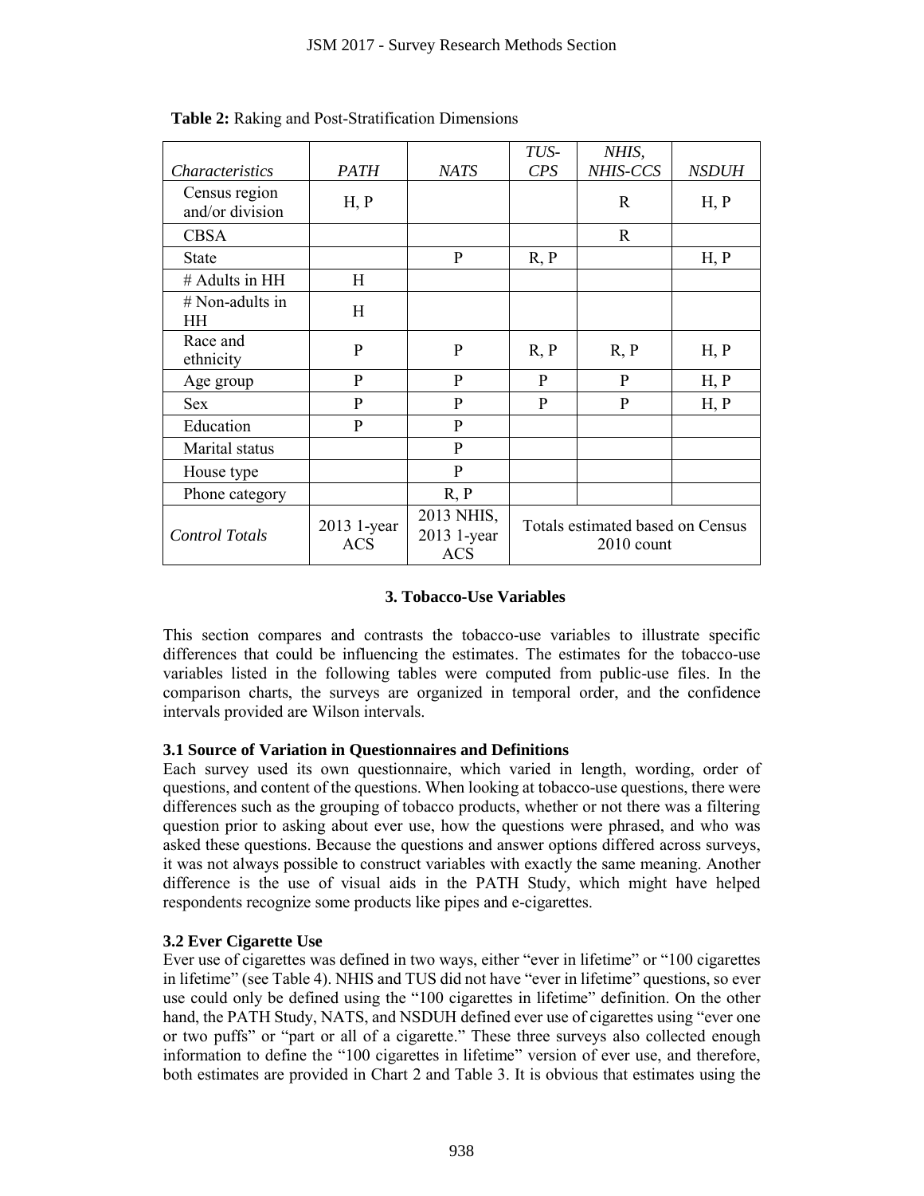**Table 2:** Raking and Post-Stratification Dimensions

| *Characteristics* | *PATH* | *NATS* | *TUS-CPS* | *NHIS, NHIS-CCS* | *NSDUH* |
|---|---|---|---|---|---|
| Census region and/or division | H, P | | | R | H, P |
| CBSA | | | | R | |
| State | | P | R, P | | H, P |
| # Adults in HH | H | | | | |
| # Non-adults in HH | H | | | | |
| Race and ethnicity | P | P | R, P | R, P | H, P |
| Age group | P | P | P | P | H, P |
| Sex | P | P | P | P | H, P |
| Education | P | P | | | |
| Marital status | | P | | | |
| House type | | P | | | |
| Phone category | | R, P | | | |
| *Control Totals* | 2013 1-year ACS | 2013 NHIS, 2013 1-year ACS | Totals estimated based on Census 2010 count | | |

## 3. Tobacco-Use Variables

This section compares and contrasts the tobacco-use variables to illustrate specific differences that could be influencing the estimates. The estimates for the tobacco-use variables listed in the following tables were computed from public-use files. In the comparison charts, the surveys are organized in temporal order, and the confidence intervals provided are Wilson intervals.

### 3.1 Source of Variation in Questionnaires and Definitions

Each survey used its own questionnaire, which varied in length, wording, order of questions, and content of the questions. When looking at tobacco-use questions, there were differences such as the grouping of tobacco products, whether or not there was a filtering question prior to asking about ever use, how the questions were phrased, and who was asked these questions. Because the questions and answer options differed across surveys, it was not always possible to construct variables with exactly the same meaning. Another difference is the use of visual aids in the PATH Study, which might have helped respondents recognize some products like pipes and e-cigarettes.

### 3.2 Ever Cigarette Use

Ever use of cigarettes was defined in two ways, either "ever in lifetime" or "100 cigarettes in lifetime" (see Table 4). NHIS and TUS did not have "ever in lifetime" questions, so ever use could only be defined using the "100 cigarettes in lifetime" definition. On the other hand, the PATH Study, NATS, and NSDUH defined ever use of cigarettes using "ever one or two puffs" or "part or all of a cigarette." These three surveys also collected enough information to define the "100 cigarettes in lifetime" version of ever use, and therefore, both estimates are provided in Chart 2 and Table 3. It is obvious that estimates using the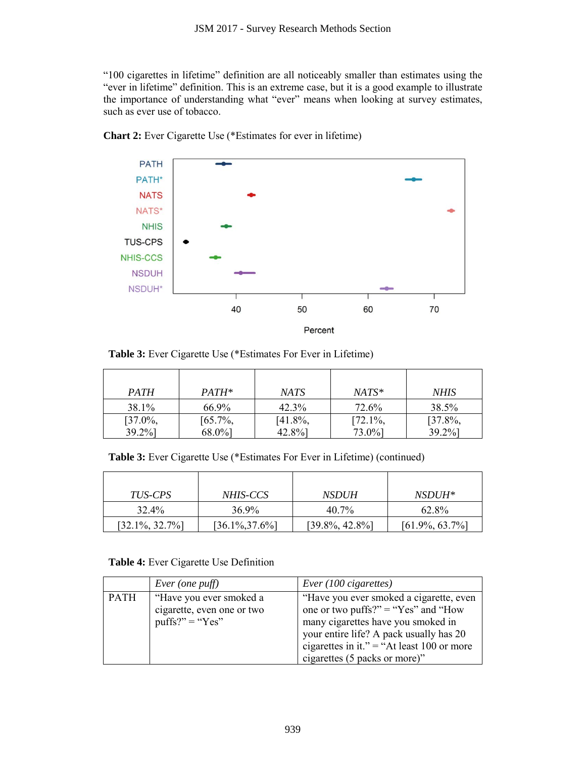"100 cigarettes in lifetime" definition are all noticeably smaller than estimates using the "ever in lifetime" definition. This is an extreme case, but it is a good example to illustrate the importance of understanding what "ever" means when looking at survey estimates, such as ever use of tobacco.

**Chart 2:** Ever Cigarette Use (*Estimates for ever in lifetime)

**Table 3:** Ever Cigarette Use (*Estimates For Ever in Lifetime)

| *PATH* | *PATH** | *NATS* | *NATS** | *NHIS* |
|---|---|---|---|---|
| 38.1% | 66.9% | 42.3% | 72.6% | 38.5% |
| [37.0%, 39.2%] | [65.7%, 68.0%] | [41.8%, 42.8%] | [72.1%, 73.0%] | [37.8%, 39.2%] |

**Table 3:** Ever Cigarette Use (*Estimates For Ever in Lifetime) (continued)

| *TUS-CPS* | *NHIS-CCS* | *NSDUH* | *NSDUH** |
|---|---|---|---|
| 32.4% | 36.9% | 40.7% | 62.8% |
| [32.1%, 32.7%] | [36.1%,37.6%] | [39.8%, 42.8%] | [61.9%, 63.7%] |

**Table 4:** Ever Cigarette Use Definition

| | *Ever (one puff)* | *Ever (100 cigarettes)* |
|---|---|---|
| PATH | "Have you ever smoked a cigarette, even one or two puffs?" = "Yes" | "Have you ever smoked a cigarette, even one or two puffs?" = "Yes" and "How many cigarettes have you smoked in your entire life? A pack usually has 20 cigarettes in it." = "At least 100 or more cigarettes (5 packs or more)" |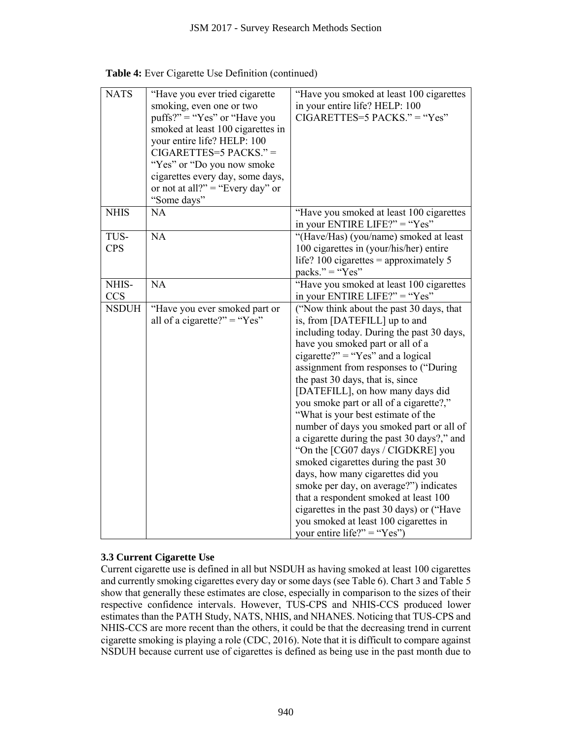**Table 4:** Ever Cigarette Use Definition (continued)

| | | |
|---|---|---|
| NATS | "Have you ever tried cigarette smoking, even one or two puffs?" = "Yes" or "Have you smoked at least 100 cigarettes in your entire life? HELP: 100 CIGARETTES=5 PACKS." = "Yes" or "Do you now smoke cigarettes every day, some days, or not at all?" = "Every day" or "Some days" | "Have you smoked at least 100 cigarettes in your entire life? HELP: 100 CIGARETTES=5 PACKS." = "Yes" |
| NHIS | NA | "Have you smoked at least 100 cigarettes in your ENTIRE LIFE?" = "Yes" |
| TUS-CPS | NA | "(Have/Has) (you/name) smoked at least 100 cigarettes in (your/his/her) entire life? 100 cigarettes = approximately 5 packs." = "Yes" |
| NHIS-CCS | NA | "Have you smoked at least 100 cigarettes in your ENTIRE LIFE?" = "Yes" |
| NSDUH | "Have you ever smoked part or all of a cigarette?" = "Yes" | ("Now think about the past 30 days, that is, from [DATEFILL] up to and including today. During the past 30 days, have you smoked part or all of a cigarette?" = "Yes" and a logical assignment from responses to ("During the past 30 days, that is, since [DATEFILL], on how many days did you smoke part or all of a cigarette?," "What is your best estimate of the number of days you smoked part or all of a cigarette during the past 30 days?," and "On the [CG07 days / CIGDKRE] you smoked cigarettes during the past 30 days, how many cigarettes did you smoke per day, on average?") indicates that a respondent smoked at least 100 cigarettes in the past 30 days) or ("Have you smoked at least 100 cigarettes in your entire life?" = "Yes") |

### 3.3 Current Cigarette Use

Current cigarette use is defined in all but NSDUH as having smoked at least 100 cigarettes and currently smoking cigarettes every day or some days (see Table 6). Chart 3 and Table 5 show that generally these estimates are close, especially in comparison to the sizes of their respective confidence intervals. However, TUS-CPS and NHIS-CCS produced lower estimates than the PATH Study, NATS, NHIS, and NHANES. Noticing that TUS-CPS and NHIS-CCS are more recent than the others, it could be that the decreasing trend in current cigarette smoking is playing a role (CDC, 2016). Note that it is difficult to compare against NSDUH because current use of cigarettes is defined as being use in the past month due to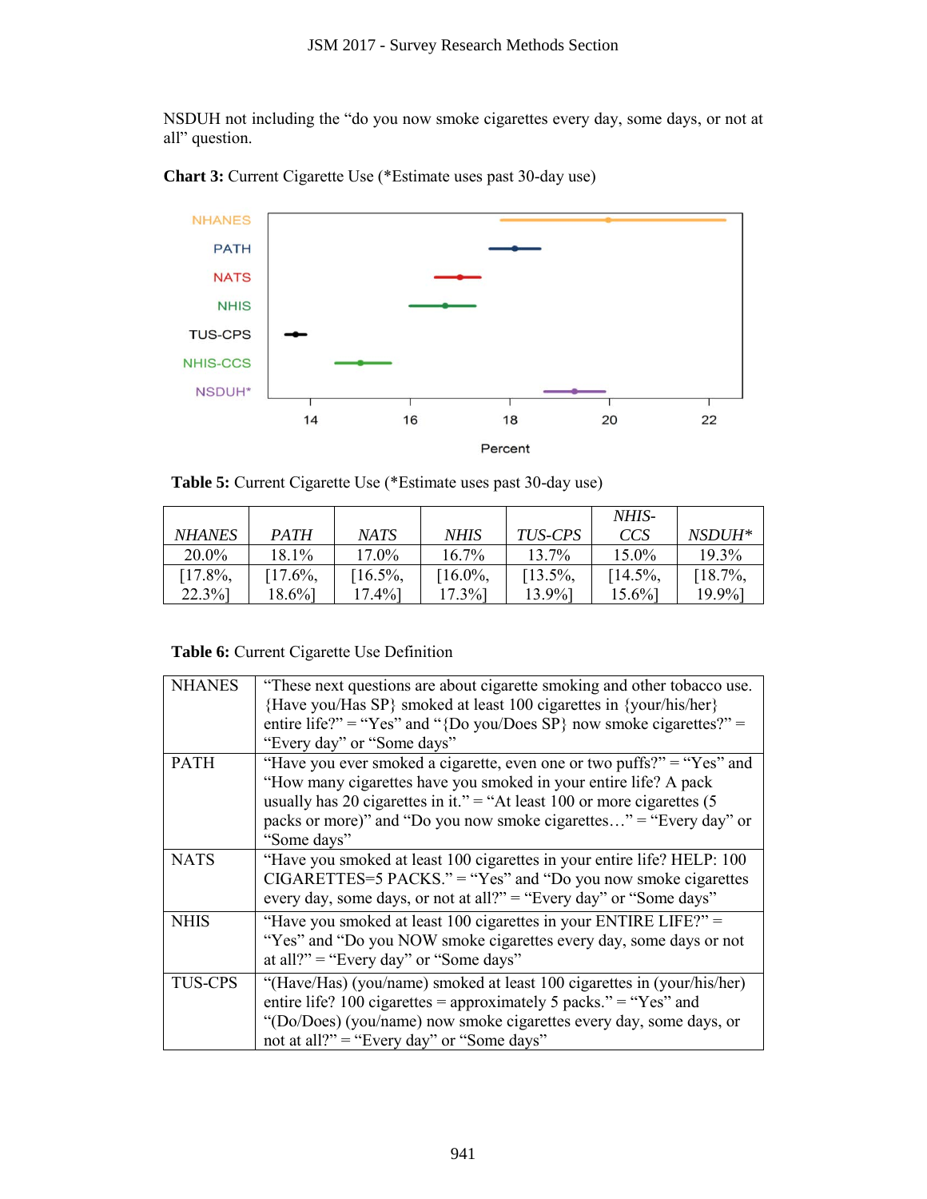NSDUH not including the "do you now smoke cigarettes every day, some days, or not at all" question.

**Chart 3:** Current Cigarette Use (*Estimate uses past 30-day use)

**Table 5:** Current Cigarette Use (*Estimate uses past 30-day use)

| *NHANES* | *PATH* | *NATS* | *NHIS* | *TUS-CPS* | *NHIS-CCS* | *NSDUH** |
|---|---|---|---|---|---|---|
| 20.0% | 18.1% | 17.0% | 16.7% | 13.7% | 15.0% | 19.3% |
| [17.8%, 22.3%] | [17.6%, 18.6%] | [16.5%, 17.4%] | [16.0%, 17.3%] | [13.5%, 13.9%] | [14.5%, 15.6%] | [18.7%, 19.9%] |

**Table 6:** Current Cigarette Use Definition

| | |
|---|---|
| NHANES | "These next questions are about cigarette smoking and other tobacco use. {Have you/Has SP} smoked at least 100 cigarettes in {your/his/her} entire life?" = "Yes" and "{Do you/Does SP} now smoke cigarettes?" = "Every day" or "Some days" |
| PATH | "Have you ever smoked a cigarette, even one or two puffs?" = "Yes" and "How many cigarettes have you smoked in your entire life? A pack usually has 20 cigarettes in it." = "At least 100 or more cigarettes (5 packs or more)" and "Do you now smoke cigarettes…" = "Every day" or "Some days" |
| NATS | "Have you smoked at least 100 cigarettes in your entire life? HELP: 100 CIGARETTES=5 PACKS." = "Yes" and "Do you now smoke cigarettes every day, some days, or not at all?" = "Every day" or "Some days" |
| NHIS | "Have you smoked at least 100 cigarettes in your ENTIRE LIFE?" = "Yes" and "Do you NOW smoke cigarettes every day, some days or not at all?" = "Every day" or "Some days" |
| TUS-CPS | "(Have/Has) (you/name) smoked at least 100 cigarettes in (your/his/her) entire life? 100 cigarettes = approximately 5 packs." = "Yes" and "(Do/Does) (you/name) now smoke cigarettes every day, some days, or not at all?" = "Every day" or "Some days" |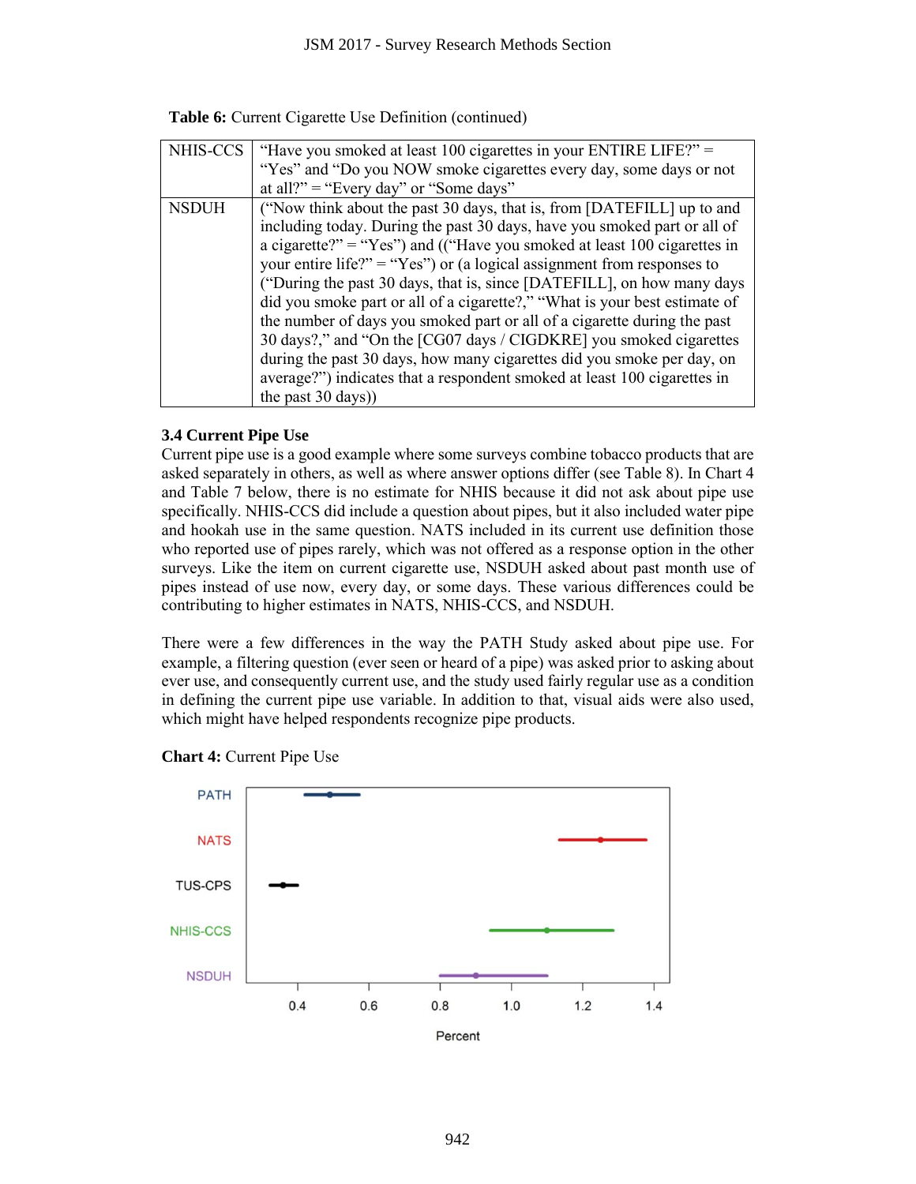**Table 6:** Current Cigarette Use Definition (continued)

| | |
|---|---|
| NHIS-CCS | "Have you smoked at least 100 cigarettes in your ENTIRE LIFE?" = "Yes" and "Do you NOW smoke cigarettes every day, some days or not at all?" = "Every day" or "Some days" |
| NSDUH | ("Now think about the past 30 days, that is, from [DATEFILL] up to and including today. During the past 30 days, have you smoked part or all of a cigarette?" = "Yes") and (("Have you smoked at least 100 cigarettes in your entire life?" = "Yes") or (a logical assignment from responses to ("During the past 30 days, that is, since [DATEFILL], on how many days did you smoke part or all of a cigarette?," "What is your best estimate of the number of days you smoked part or all of a cigarette during the past 30 days?," and "On the [CG07 days / CIGDKRE] you smoked cigarettes during the past 30 days, how many cigarettes did you smoke per day, on average?") indicates that a respondent smoked at least 100 cigarettes in the past 30 days)) |

### 3.4 Current Pipe Use

Current pipe use is a good example where some surveys combine tobacco products that are asked separately in others, as well as where answer options differ (see Table 8). In Chart 4 and Table 7 below, there is no estimate for NHIS because it did not ask about pipe use specifically. NHIS-CCS did include a question about pipes, but it also included water pipe and hookah use in the same question. NATS included in its current use definition those who reported use of pipes rarely, which was not offered as a response option in the other surveys. Like the item on current cigarette use, NSDUH asked about past month use of pipes instead of use now, every day, or some days. These various differences could be contributing to higher estimates in NATS, NHIS-CCS, and NSDUH.

There were a few differences in the way the PATH Study asked about pipe use. For example, a filtering question (ever seen or heard of a pipe) was asked prior to asking about ever use, and consequently current use, and the study used fairly regular use as a condition in defining the current pipe use variable. In addition to that, visual aids were also used, which might have helped respondents recognize pipe products.

**Chart 4:** Current Pipe Use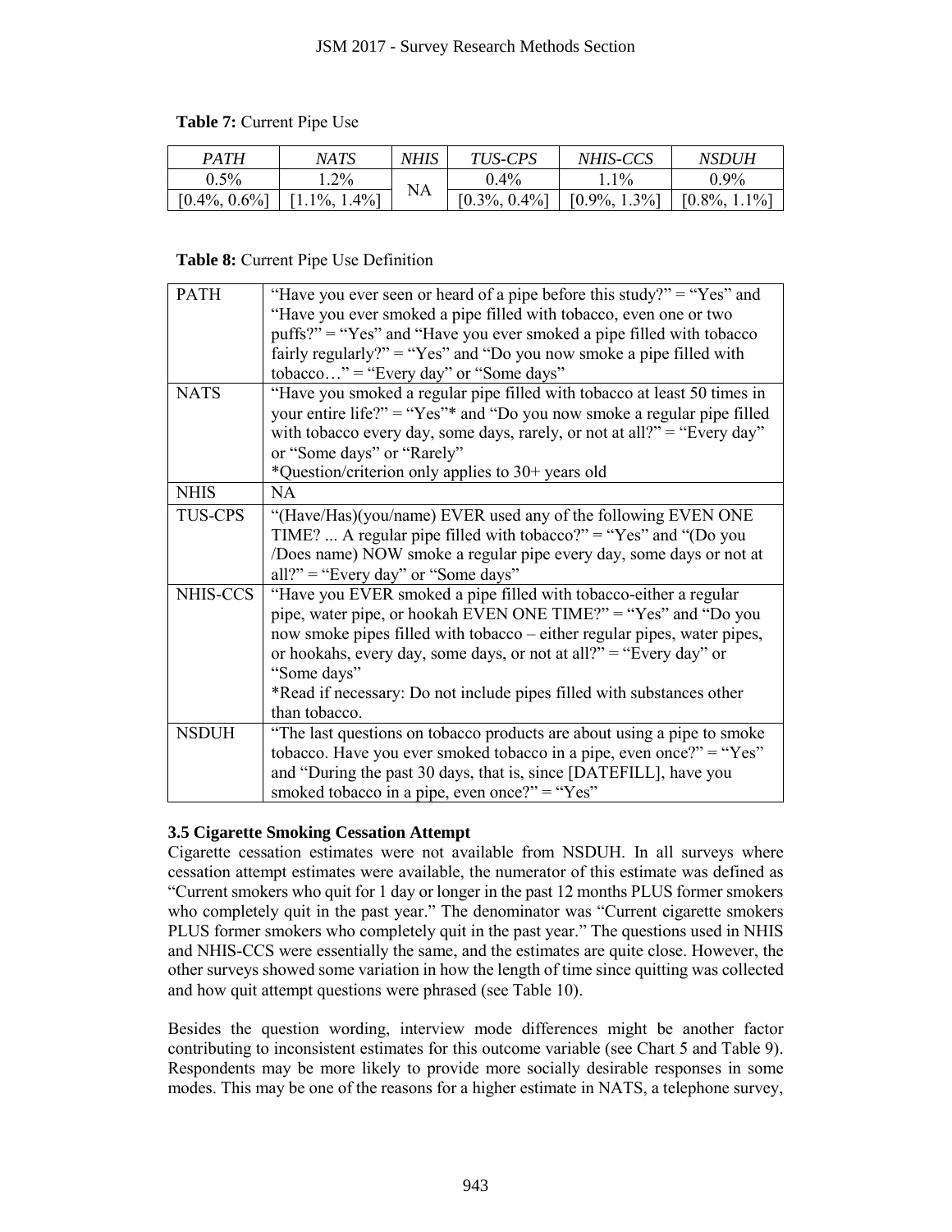**Table 7:** Current Pipe Use

| *PATH* | *NATS* | *NHIS* | *TUS-CPS* | *NHIS-CCS* | *NSDUH* |
|---|---|---|---|---|---|
| 0.5% | 1.2% | NA | 0.4% | 1.1% | 0.9% |
| [0.4%, 0.6%] | [1.1%, 1.4%] | | [0.3%, 0.4%] | [0.9%, 1.3%] | [0.8%, 1.1%] |

**Table 8:** Current Pipe Use Definition

| | |
|---|---|
| PATH | "Have you ever seen or heard of a pipe before this study?" = "Yes" and "Have you ever smoked a pipe filled with tobacco, even one or two puffs?" = "Yes" and "Have you ever smoked a pipe filled with tobacco fairly regularly?" = "Yes" and "Do you now smoke a pipe filled with tobacco…" = "Every day" or "Some days" |
| NATS | "Have you smoked a regular pipe filled with tobacco at least 50 times in your entire life?" = "Yes"* and "Do you now smoke a regular pipe filled with tobacco every day, some days, rarely, or not at all?" = "Every day" or "Some days" or "Rarely" *Question/criterion only applies to 30+ years old |
| NHIS | NA |
| TUS-CPS | "(Have/Has)(you/name) EVER used any of the following EVEN ONE TIME? ... A regular pipe filled with tobacco?" = "Yes" and "(Do you /Does name) NOW smoke a regular pipe every day, some days or not at all?" = "Every day" or "Some days" |
| NHIS-CCS | "Have you EVER smoked a pipe filled with tobacco-either a regular pipe, water pipe, or hookah EVEN ONE TIME?" = "Yes" and "Do you now smoke pipes filled with tobacco – either regular pipes, water pipes, or hookahs, every day, some days, or not at all?" = "Every day" or "Some days" *Read if necessary: Do not include pipes filled with substances other than tobacco. |
| NSDUH | "The last questions on tobacco products are about using a pipe to smoke tobacco. Have you ever smoked tobacco in a pipe, even once?" = "Yes" and "During the past 30 days, that is, since [DATEFILL], have you smoked tobacco in a pipe, even once?" = "Yes" |

### 3.5 Cigarette Smoking Cessation Attempt

Cigarette cessation estimates were not available from NSDUH. In all surveys where cessation attempt estimates were available, the numerator of this estimate was defined as "Current smokers who quit for 1 day or longer in the past 12 months PLUS former smokers who completely quit in the past year." The denominator was "Current cigarette smokers PLUS former smokers who completely quit in the past year." The questions used in NHIS and NHIS-CCS were essentially the same, and the estimates are quite close. However, the other surveys showed some variation in how the length of time since quitting was collected and how quit attempt questions were phrased (see Table 10).

Besides the question wording, interview mode differences might be another factor contributing to inconsistent estimates for this outcome variable (see Chart 5 and Table 9). Respondents may be more likely to provide more socially desirable responses in some modes. This may be one of the reasons for a higher estimate in NATS, a telephone survey,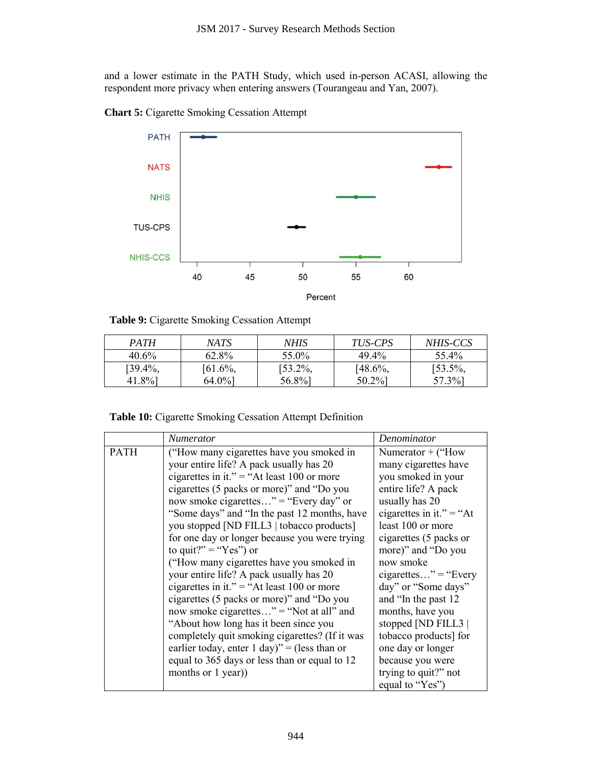and a lower estimate in the PATH Study, which used in-person ACASI, allowing the respondent more privacy when entering answers (Tourangeau and Yan, 2007).

**Chart 5:** Cigarette Smoking Cessation Attempt

**Table 9:** Cigarette Smoking Cessation Attempt

| *PATH* | *NATS* | *NHIS* | *TUS-CPS* | *NHIS-CCS* |
|---|---|---|---|---|
| 40.6% | 62.8% | 55.0% | 49.4% | 55.4% |
| [39.4%, 41.8%] | [61.6%, 64.0%] | [53.2%, 56.8%] | [48.6%, 50.2%] | [53.5%, 57.3%] |

**Table 10:** Cigarette Smoking Cessation Attempt Definition

| | *Numerator* | *Denominator* |
|---|---|---|
| PATH | ("How many cigarettes have you smoked in your entire life? A pack usually has 20 cigarettes in it." = "At least 100 or more cigarettes (5 packs or more)" and "Do you now smoke cigarettes…" = "Every day" or "Some days" and "In the past 12 months, have you stopped [ND FILL3 \| tobacco products] for one day or longer because you were trying to quit?" = "Yes") or ("How many cigarettes have you smoked in your entire life? A pack usually has 20 cigarettes in it." = "At least 100 or more cigarettes (5 packs or more)" and "Do you now smoke cigarettes…" = "Not at all" and "About how long has it been since you completely quit smoking cigarettes? (If it was earlier today, enter 1 day)" = (less than or equal to 365 days or less than or equal to 12 months or 1 year)) | Numerator + ("How many cigarettes have you smoked in your entire life? A pack usually has 20 cigarettes in it." = "At least 100 or more cigarettes (5 packs or more)" and "Do you now smoke cigarettes…" = "Every day" or "Some days" and "In the past 12 months, have you stopped [ND FILL3 \| tobacco products] for one day or longer because you were trying to quit?" not equal to "Yes") |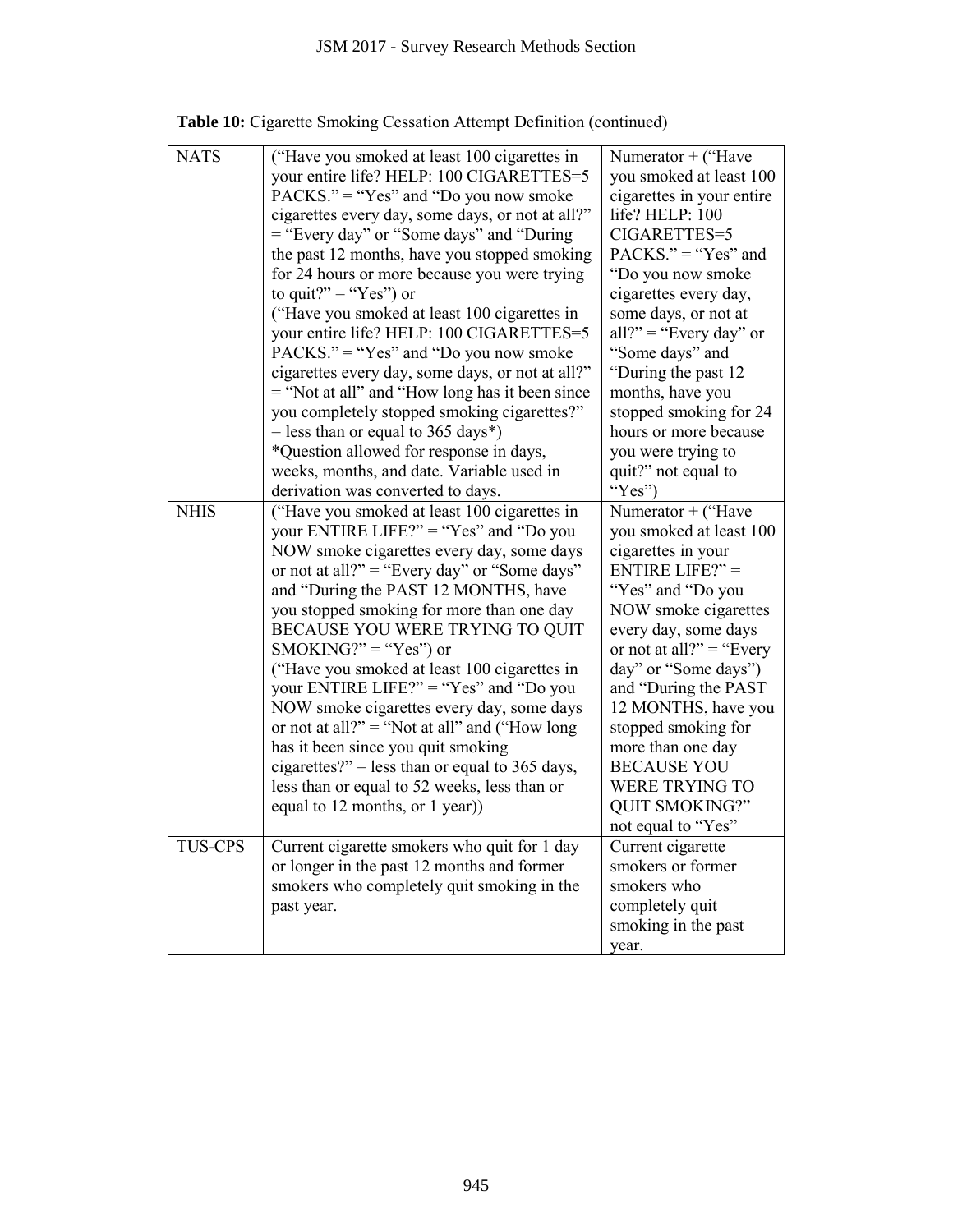**Table 10:** Cigarette Smoking Cessation Attempt Definition (continued)

| | | |
|---|---|---|
| NATS | ("Have you smoked at least 100 cigarettes in your entire life? HELP: 100 CIGARETTES=5 PACKS." = "Yes" and "Do you now smoke cigarettes every day, some days, or not at all?" = "Every day" or "Some days" and "During the past 12 months, have you stopped smoking for 24 hours or more because you were trying to quit?" = "Yes") or ("Have you smoked at least 100 cigarettes in your entire life? HELP: 100 CIGARETTES=5 PACKS." = "Yes" and "Do you now smoke cigarettes every day, some days, or not at all?" = "Not at all" and "How long has it been since you completely stopped smoking cigarettes?" = less than or equal to 365 days*) *Question allowed for response in days, weeks, months, and date. Variable used in derivation was converted to days. | Numerator + ("Have you smoked at least 100 cigarettes in your entire life? HELP: 100 CIGARETTES=5 PACKS." = "Yes" and "Do you now smoke cigarettes every day, some days, or not at all?" = "Every day" or "Some days" and "During the past 12 months, have you stopped smoking for 24 hours or more because you were trying to quit?" not equal to "Yes") |
| NHIS | ("Have you smoked at least 100 cigarettes in your ENTIRE LIFE?" = "Yes" and "Do you NOW smoke cigarettes every day, some days or not at all?" = "Every day" or "Some days" and "During the PAST 12 MONTHS, have you stopped smoking for more than one day BECAUSE YOU WERE TRYING TO QUIT SMOKING?" = "Yes") or ("Have you smoked at least 100 cigarettes in your ENTIRE LIFE?" = "Yes" and "Do you NOW smoke cigarettes every day, some days or not at all?" = "Not at all" and ("How long has it been since you quit smoking cigarettes?" = less than or equal to 365 days, less than or equal to 52 weeks, less than or equal to 12 months, or 1 year)) | Numerator + ("Have you smoked at least 100 cigarettes in your ENTIRE LIFE?" = "Yes" and "Do you NOW smoke cigarettes every day, some days or not at all?" = "Every day" or "Some days") and "During the PAST 12 MONTHS, have you stopped smoking for more than one day BECAUSE YOU WERE TRYING TO QUIT SMOKING?" not equal to "Yes" |
| TUS-CPS | Current cigarette smokers who quit for 1 day or longer in the past 12 months and former smokers who completely quit smoking in the past year. | Current cigarette smokers or former smokers who completely quit smoking in the past year. |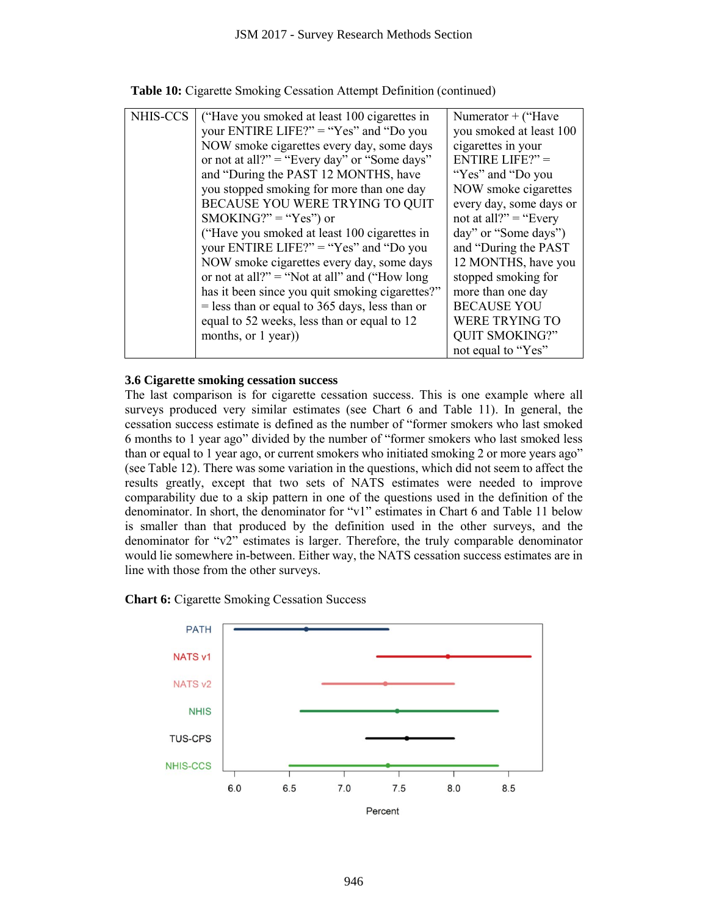**Table 10:** Cigarette Smoking Cessation Attempt Definition (continued)

| | | |
|---|---|---|
| NHIS-CCS | ("Have you smoked at least 100 cigarettes in your ENTIRE LIFE?" = "Yes" and "Do you NOW smoke cigarettes every day, some days or not at all?" = "Every day" or "Some days" and "During the PAST 12 MONTHS, have you stopped smoking for more than one day BECAUSE YOU WERE TRYING TO QUIT SMOKING?" = "Yes") or ("Have you smoked at least 100 cigarettes in your ENTIRE LIFE?" = "Yes" and "Do you NOW smoke cigarettes every day, some days or not at all?" = "Not at all" and ("How long has it been since you quit smoking cigarettes?" = less than or equal to 365 days, less than or equal to 52 weeks, less than or equal to 12 months, or 1 year)) | Numerator + ("Have you smoked at least 100 cigarettes in your ENTIRE LIFE?" = "Yes" and "Do you NOW smoke cigarettes every day, some days or not at all?" = "Every day" or "Some days") and "During the PAST 12 MONTHS, have you stopped smoking for more than one day BECAUSE YOU WERE TRYING TO QUIT SMOKING?" not equal to "Yes" |

### 3.6 Cigarette smoking cessation success

The last comparison is for cigarette cessation success. This is one example where all surveys produced very similar estimates (see Chart 6 and Table 11). In general, the cessation success estimate is defined as the number of "former smokers who last smoked 6 months to 1 year ago" divided by the number of "former smokers who last smoked less than or equal to 1 year ago, or current smokers who initiated smoking 2 or more years ago" (see Table 12). There was some variation in the questions, which did not seem to affect the results greatly, except that two sets of NATS estimates were needed to improve comparability due to a skip pattern in one of the questions used in the definition of the denominator. In short, the denominator for "v1" estimates in Chart 6 and Table 11 below is smaller than that produced by the definition used in the other surveys, and the denominator for "v2" estimates is larger. Therefore, the truly comparable denominator would lie somewhere in-between. Either way, the NATS cessation success estimates are in line with those from the other surveys.

**Chart 6:** Cigarette Smoking Cessation Success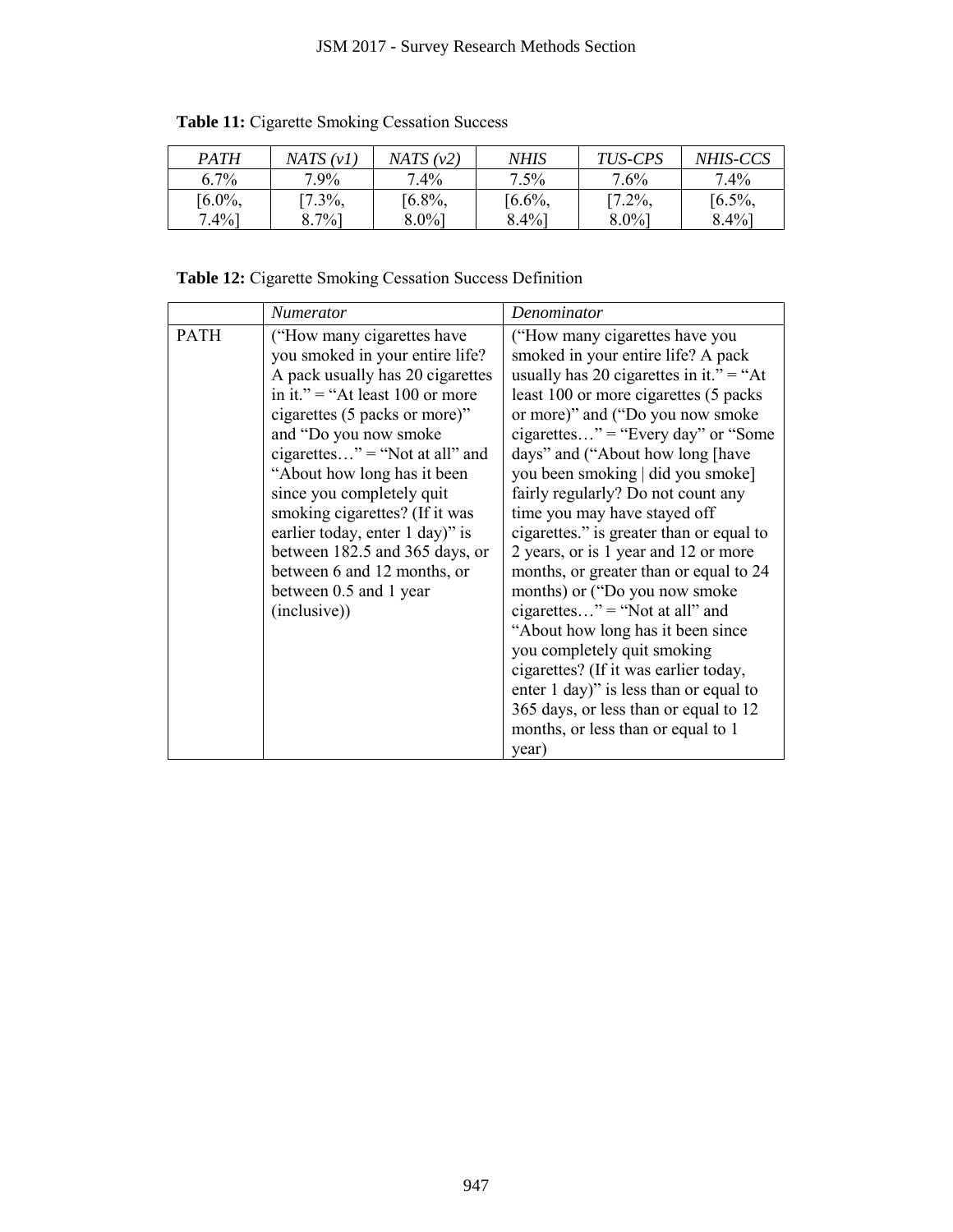**Table 11:** Cigarette Smoking Cessation Success

| *PATH* | *NATS (v1)* | *NATS (v2)* | *NHIS* | *TUS-CPS* | *NHIS-CCS* |
|---|---|---|---|---|---|
| 6.7% | 7.9% | 7.4% | 7.5% | 7.6% | 7.4% |
| [6.0%, 7.4%] | [7.3%, 8.7%] | [6.8%, 8.0%] | [6.6%, 8.4%] | [7.2%, 8.0%] | [6.5%, 8.4%] |

**Table 12:** Cigarette Smoking Cessation Success Definition

| | *Numerator* | *Denominator* |
|---|---|---|
| PATH | ("How many cigarettes have you smoked in your entire life? A pack usually has 20 cigarettes in it." = "At least 100 or more cigarettes (5 packs or more)" and "Do you now smoke cigarettes…" = "Not at all" and "About how long has it been since you completely quit smoking cigarettes? (If it was earlier today, enter 1 day)" is between 182.5 and 365 days, or between 6 and 12 months, or between 0.5 and 1 year (inclusive)) | ("How many cigarettes have you smoked in your entire life? A pack usually has 20 cigarettes in it." = "At least 100 or more cigarettes (5 packs or more)" and ("Do you now smoke cigarettes…" = "Every day" or "Some days" and ("About how long [have you been smoking \| did you smoke] fairly regularly? Do not count any time you may have stayed off cigarettes." is greater than or equal to 2 years, or is 1 year and 12 or more months, or greater than or equal to 24 months) or ("Do you now smoke cigarettes…" = "Not at all" and "About how long has it been since you completely quit smoking cigarettes? (If it was earlier today, enter 1 day)" is less than or equal to 365 days, or less than or equal to 12 months, or less than or equal to 1 year) |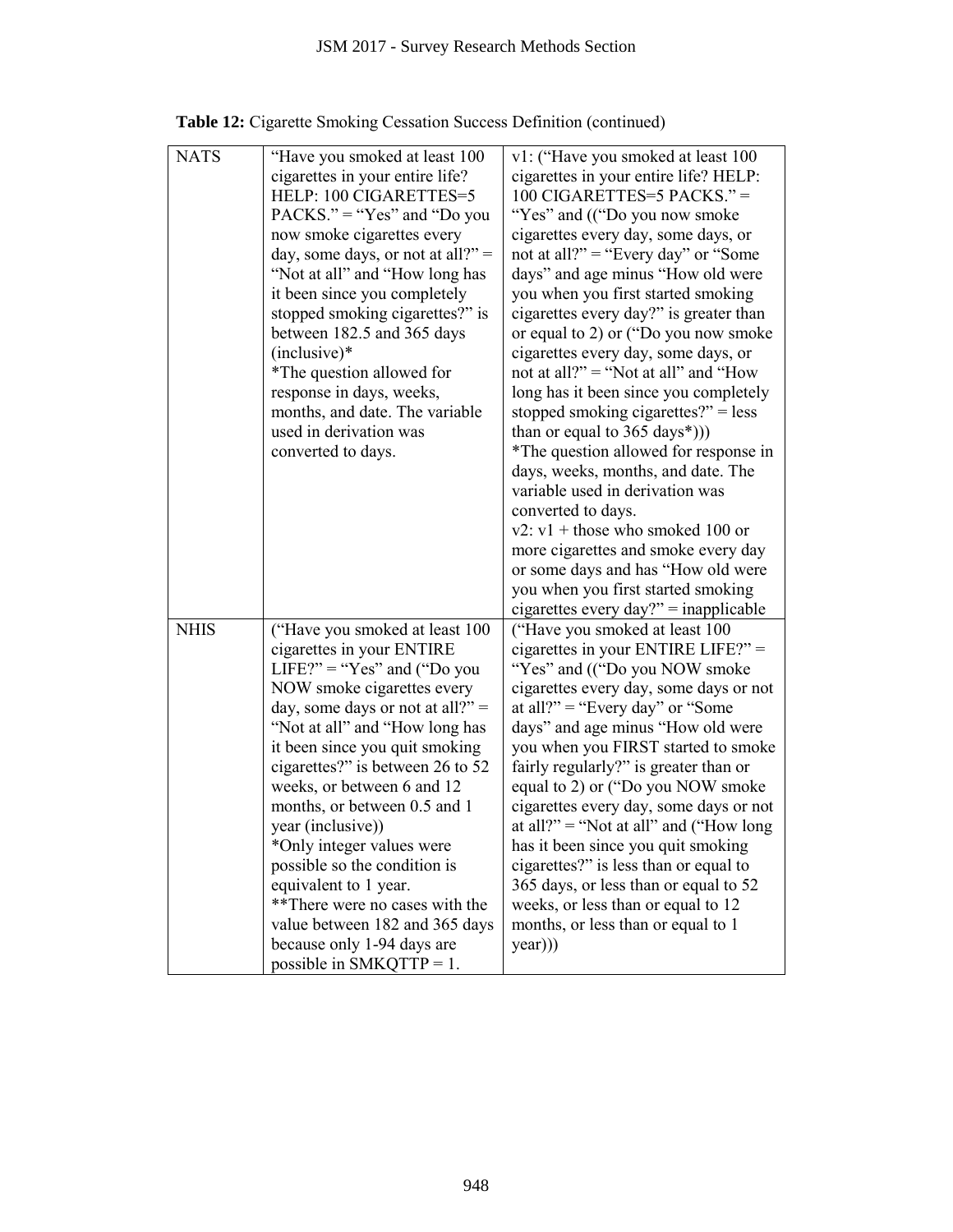**Table 12:** Cigarette Smoking Cessation Success Definition (continued)

| | | |
|---|---|---|
| NATS | "Have you smoked at least 100 cigarettes in your entire life? HELP: 100 CIGARETTES=5 PACKS." = "Yes" and "Do you now smoke cigarettes every day, some days, or not at all?" = "Not at all" and "How long has it been since you completely stopped smoking cigarettes?" is between 182.5 and 365 days (inclusive)* <br> *The question allowed for response in days, weeks, months, and date. The variable used in derivation was converted to days. | v1: ("Have you smoked at least 100 cigarettes in your entire life? HELP: 100 CIGARETTES=5 PACKS." = "Yes" and (("Do you now smoke cigarettes every day, some days, or not at all?" = "Every day" or "Some days" and age minus "How old were you when you first started smoking cigarettes every day?" is greater than or equal to 2) or ("Do you now smoke cigarettes every day, some days, or not at all?" = "Not at all" and "How long has it been since you completely stopped smoking cigarettes?" = less than or equal to 365 days*))) <br> *The question allowed for response in days, weeks, months, and date. The variable used in derivation was converted to days. <br> v2: v1 + those who smoked 100 or more cigarettes and smoke every day or some days and has "How old were you when you first started smoking cigarettes every day?" = inapplicable |
| NHIS | ("Have you smoked at least 100 cigarettes in your ENTIRE LIFE?" = "Yes" and ("Do you NOW smoke cigarettes every day, some days or not at all?" = "Not at all" and "How long has it been since you quit smoking cigarettes?" is between 26 to 52 weeks, or between 6 and 12 months, or between 0.5 and 1 year (inclusive)) <br> *Only integer values were possible so the condition is equivalent to 1 year. <br> **There were no cases with the value between 182 and 365 days because only 1-94 days are possible in SMKQTTP = 1. | ("Have you smoked at least 100 cigarettes in your ENTIRE LIFE?" = "Yes" and (("Do you NOW smoke cigarettes every day, some days or not at all?" = "Every day" or "Some days" and age minus "How old were you when you FIRST started to smoke fairly regularly?" is greater than or equal to 2) or ("Do you NOW smoke cigarettes every day, some days or not at all?" = "Not at all" and ("How long has it been since you quit smoking cigarettes?" is less than or equal to 365 days, or less than or equal to 52 weeks, or less than or equal to 12 months, or less than or equal to 1 year))) |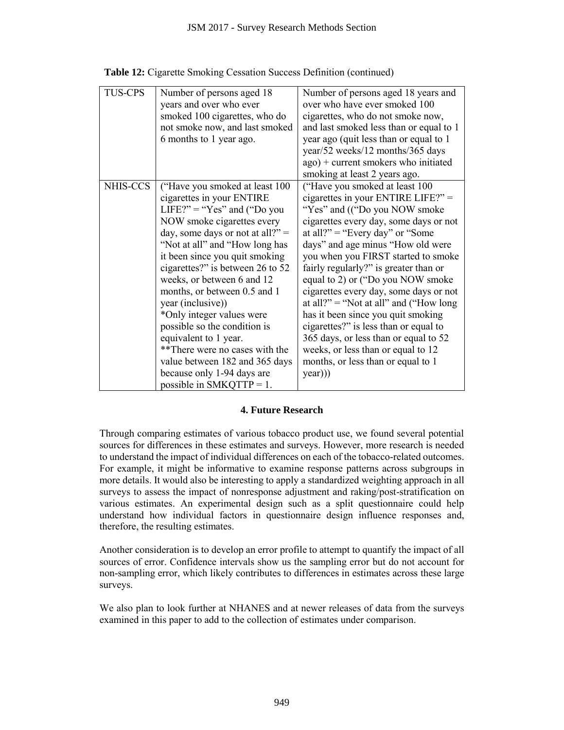**Table 12:** Cigarette Smoking Cessation Success Definition (continued)

| | | |
|---|---|---|
| TUS-CPS | Number of persons aged 18 years and over who ever smoked 100 cigarettes, who do not smoke now, and last smoked 6 months to 1 year ago. | Number of persons aged 18 years and over who have ever smoked 100 cigarettes, who do not smoke now, and last smoked less than or equal to 1 year ago (quit less than or equal to 1 year/52 weeks/12 months/365 days ago) + current smokers who initiated smoking at least 2 years ago. |
| NHIS-CCS | ("Have you smoked at least 100 cigarettes in your ENTIRE LIFE?" = "Yes" and ("Do you NOW smoke cigarettes every day, some days or not at all?" = "Not at all" and "How long has it been since you quit smoking cigarettes?" is between 26 to 52 weeks, or between 6 and 12 months, or between 0.5 and 1 year (inclusive)) *Only integer values were possible so the condition is equivalent to 1 year. **There were no cases with the value between 182 and 365 days because only 1-94 days are possible in SMKQTTP = 1. | ("Have you smoked at least 100 cigarettes in your ENTIRE LIFE?" = "Yes" and (("Do you NOW smoke cigarettes every day, some days or not at all?" = "Every day" or "Some days" and age minus "How old were you when you FIRST started to smoke fairly regularly?" is greater than or equal to 2) or ("Do you NOW smoke cigarettes every day, some days or not at all?" = "Not at all" and ("How long has it been since you quit smoking cigarettes?" is less than or equal to 365 days, or less than or equal to 52 weeks, or less than or equal to 12 months, or less than or equal to 1 year))) |

## 4. Future Research

Through comparing estimates of various tobacco product use, we found several potential sources for differences in these estimates and surveys. However, more research is needed to understand the impact of individual differences on each of the tobacco-related outcomes. For example, it might be informative to examine response patterns across subgroups in more details. It would also be interesting to apply a standardized weighting approach in all surveys to assess the impact of nonresponse adjustment and raking/post-stratification on various estimates. An experimental design such as a split questionnaire could help understand how individual factors in questionnaire design influence responses and, therefore, the resulting estimates.

Another consideration is to develop an error profile to attempt to quantify the impact of all sources of error. Confidence intervals show us the sampling error but do not account for non-sampling error, which likely contributes to differences in estimates across these large surveys.

We also plan to look further at NHANES and at newer releases of data from the surveys examined in this paper to add to the collection of estimates under comparison.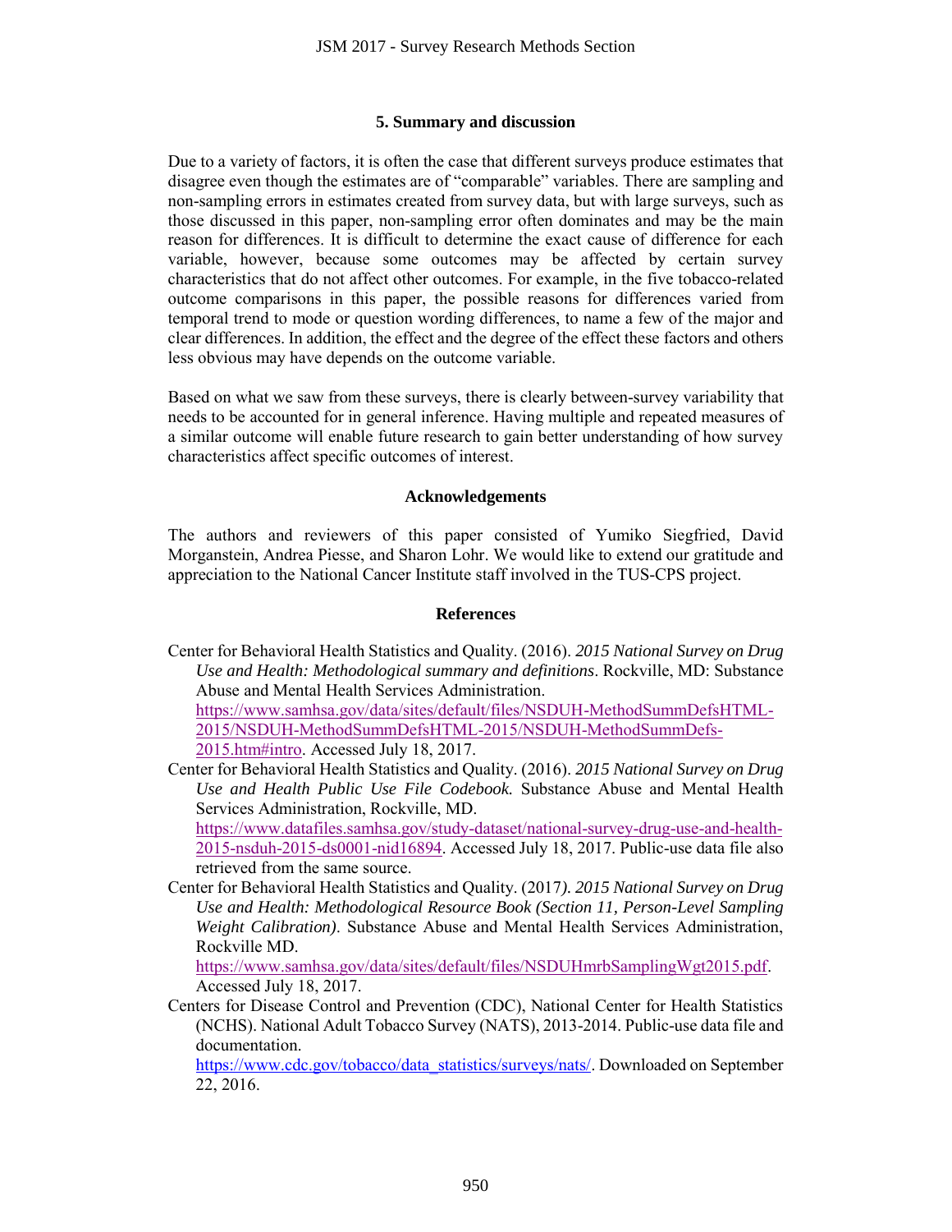## 5. Summary and discussion

Due to a variety of factors, it is often the case that different surveys produce estimates that disagree even though the estimates are of "comparable" variables. There are sampling and non-sampling errors in estimates created from survey data, but with large surveys, such as those discussed in this paper, non-sampling error often dominates and may be the main reason for differences. It is difficult to determine the exact cause of difference for each variable, however, because some outcomes may be affected by certain survey characteristics that do not affect other outcomes. For example, in the five tobacco-related outcome comparisons in this paper, the possible reasons for differences varied from temporal trend to mode or question wording differences, to name a few of the major and clear differences. In addition, the effect and the degree of the effect these factors and others less obvious may have depends on the outcome variable.

Based on what we saw from these surveys, there is clearly between-survey variability that needs to be accounted for in general inference. Having multiple and repeated measures of a similar outcome will enable future research to gain better understanding of how survey characteristics affect specific outcomes of interest.

## Acknowledgements

The authors and reviewers of this paper consisted of Yumiko Siegfried, David Morganstein, Andrea Piesse, and Sharon Lohr. We would like to extend our gratitude and appreciation to the National Cancer Institute staff involved in the TUS-CPS project.

## References

Center for Behavioral Health Statistics and Quality. (2016). *2015 National Survey on Drug Use and Health: Methodological summary and definitions*. Rockville, MD: Substance Abuse and Mental Health Services Administration. https://www.samhsa.gov/data/sites/default/files/NSDUH-MethodSummDefsHTML-2015/NSDUH-MethodSummDefsHTML-2015/NSDUH-MethodSummDefs-2015.htm#intro. Accessed July 18, 2017.

Center for Behavioral Health Statistics and Quality. (2016). *2015 National Survey on Drug Use and Health Public Use File Codebook.* Substance Abuse and Mental Health Services Administration, Rockville, MD. https://www.datafiles.samhsa.gov/study-dataset/national-survey-drug-use-and-health-2015-nsduh-2015-ds0001-nid16894. Accessed July 18, 2017. Public-use data file also retrieved from the same source.

Center for Behavioral Health Statistics and Quality. (2017*). 2015 National Survey on Drug Use and Health: Methodological Resource Book (Section 11, Person-Level Sampling Weight Calibration)*. Substance Abuse and Mental Health Services Administration, Rockville MD. https://www.samhsa.gov/data/sites/default/files/NSDUHmrbSamplingWgt2015.pdf. Accessed July 18, 2017.

Centers for Disease Control and Prevention (CDC), National Center for Health Statistics (NCHS). National Adult Tobacco Survey (NATS), 2013-2014. Public-use data file and documentation. https://www.cdc.gov/tobacco/data_statistics/surveys/nats/. Downloaded on September 22, 2016.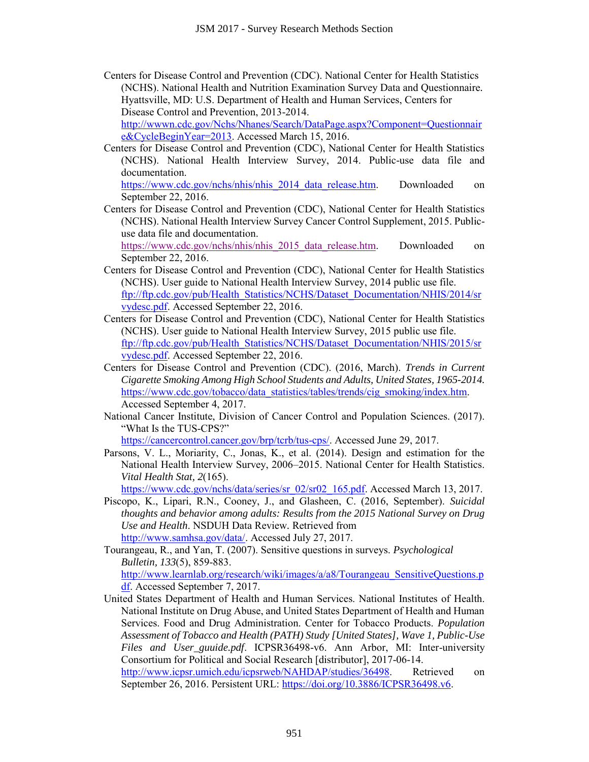Centers for Disease Control and Prevention (CDC). National Center for Health Statistics (NCHS). National Health and Nutrition Examination Survey Data and Questionnaire. Hyattsville, MD: U.S. Department of Health and Human Services, Centers for Disease Control and Prevention, 2013-2014. http://wwwn.cdc.gov/Nchs/Nhanes/Search/DataPage.aspx?Component=Questionnaire&CycleBeginYear=2013. Accessed March 15, 2016.

Centers for Disease Control and Prevention (CDC), National Center for Health Statistics (NCHS). National Health Interview Survey, 2014. Public-use data file and documentation. https://www.cdc.gov/nchs/nhis/nhis_2014_data_release.htm. Downloaded on September 22, 2016.

Centers for Disease Control and Prevention (CDC), National Center for Health Statistics (NCHS). National Health Interview Survey Cancer Control Supplement, 2015. Public-use data file and documentation. https://www.cdc.gov/nchs/nhis/nhis_2015_data_release.htm. Downloaded on September 22, 2016.

Centers for Disease Control and Prevention (CDC), National Center for Health Statistics (NCHS). User guide to National Health Interview Survey, 2014 public use file. ftp://ftp.cdc.gov/pub/Health_Statistics/NCHS/Dataset_Documentation/NHIS/2014/srvydesc.pdf. Accessed September 22, 2016.

Centers for Disease Control and Prevention (CDC), National Center for Health Statistics (NCHS). User guide to National Health Interview Survey, 2015 public use file. ftp://ftp.cdc.gov/pub/Health_Statistics/NCHS/Dataset_Documentation/NHIS/2015/srvydesc.pdf. Accessed September 22, 2016.

Centers for Disease Control and Prevention (CDC). (2016, March). *Trends in Current Cigarette Smoking Among High School Students and Adults, United States, 1965-2014.* https://www.cdc.gov/tobacco/data_statistics/tables/trends/cig_smoking/index.htm. Accessed September 4, 2017.

National Cancer Institute, Division of Cancer Control and Population Sciences. (2017). "What Is the TUS-CPS?" https://cancercontrol.cancer.gov/brp/tcrb/tus-cps/. Accessed June 29, 2017.

Parsons, V. L., Moriarity, C., Jonas, K., et al. (2014). Design and estimation for the National Health Interview Survey, 2006–2015. National Center for Health Statistics. *Vital Health Stat, 2*(165). https://www.cdc.gov/nchs/data/series/sr_02/sr02_165.pdf. Accessed March 13, 2017.

Piscopo, K., Lipari, R.N., Cooney, J., and Glasheen, C. (2016, September). *Suicidal thoughts and behavior among adults: Results from the 2015 National Survey on Drug Use and Health*. NSDUH Data Review. Retrieved from http://www.samhsa.gov/data/. Accessed July 27, 2017.

Tourangeau, R., and Yan, T. (2007). Sensitive questions in surveys. *Psychological Bulletin, 133*(5), 859-883. http://www.learnlab.org/research/wiki/images/a/a8/Tourangeau_SensitiveQuestions.pdf. Accessed September 7, 2017.

United States Department of Health and Human Services. National Institutes of Health. National Institute on Drug Abuse, and United States Department of Health and Human Services. Food and Drug Administration. Center for Tobacco Products. *Population Assessment of Tobacco and Health (PATH) Study [United States], Wave 1, Public-Use Files and User_guuide.pdf*. ICPSR36498-v6. Ann Arbor, MI: Inter-university Consortium for Political and Social Research [distributor], 2017-06-14. http://www.icpsr.umich.edu/icpsrweb/NAHDAP/studies/36498. Retrieved on September 26, 2016. Persistent URL: https://doi.org/10.3886/ICPSR36498.v6.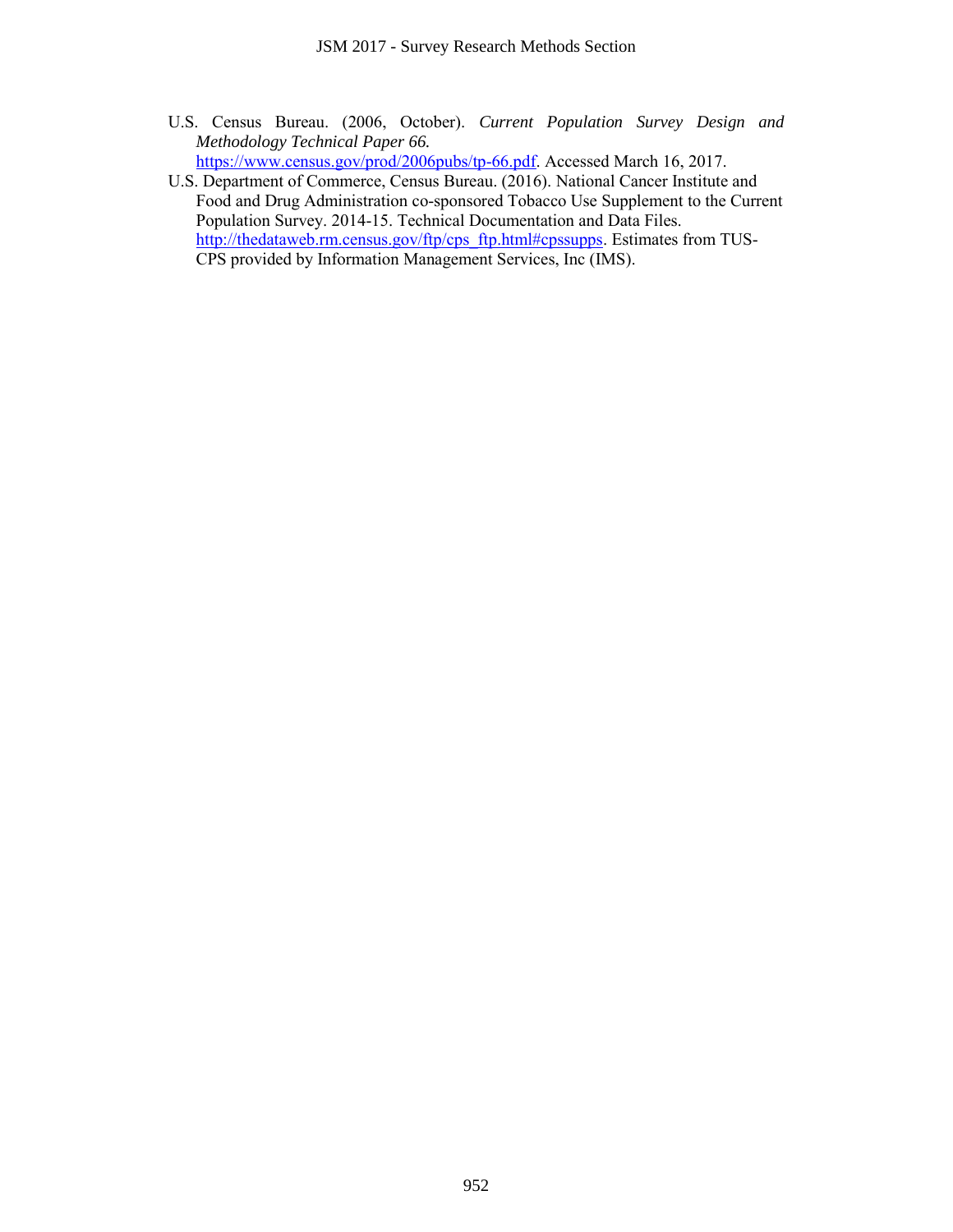U.S. Census Bureau. (2006, October). *Current Population Survey Design and Methodology Technical Paper 66.* https://www.census.gov/prod/2006pubs/tp-66.pdf. Accessed March 16, 2017.

U.S. Department of Commerce, Census Bureau. (2016). National Cancer Institute and Food and Drug Administration co-sponsored Tobacco Use Supplement to the Current Population Survey. 2014-15. Technical Documentation and Data Files. http://thedataweb.rm.census.gov/ftp/cps_ftp.html#cpssupps. Estimates from TUS-CPS provided by Information Management Services, Inc (IMS).